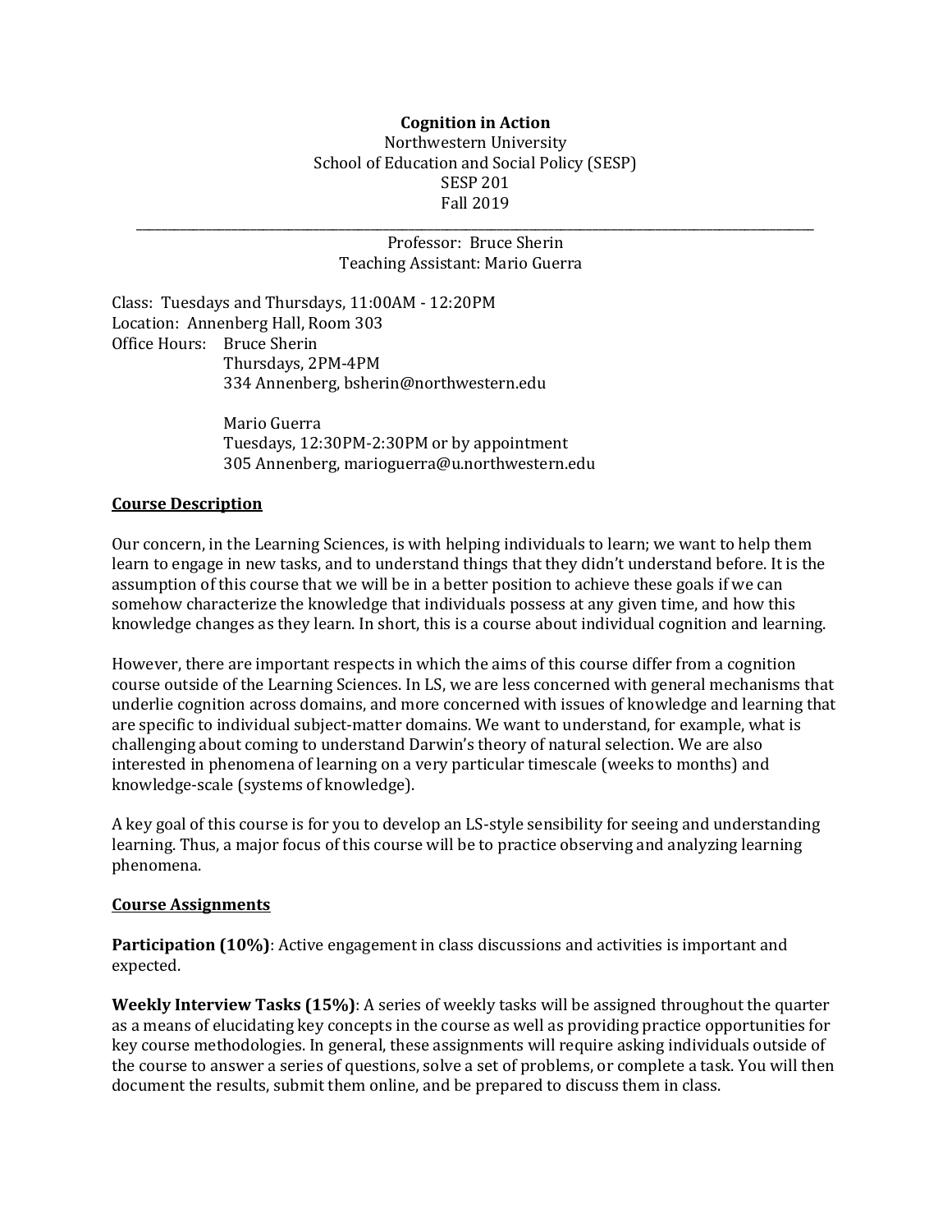**Cognition in Action**
Northwestern University
School of Education and Social Policy (SESP)
SESP 201
Fall 2019

---

Professor: Bruce Sherin
Teaching Assistant: Mario Guerra

Class: Tuesdays and Thursdays, 11:00AM - 12:20PM
Location: Annenberg Hall, Room 303
Office Hours: Bruce Sherin
Thursdays, 2PM-4PM
334 Annenberg, bsherin@northwestern.edu

Mario Guerra
Tuesdays, 12:30PM-2:30PM or by appointment
305 Annenberg, marioguerra@u.northwestern.edu

## Course Description

Our concern, in the Learning Sciences, is with helping individuals to learn; we want to help them learn to engage in new tasks, and to understand things that they didn't understand before. It is the assumption of this course that we will be in a better position to achieve these goals if we can somehow characterize the knowledge that individuals possess at any given time, and how this knowledge changes as they learn. In short, this is a course about individual cognition and learning.

However, there are important respects in which the aims of this course differ from a cognition course outside of the Learning Sciences. In LS, we are less concerned with general mechanisms that underlie cognition across domains, and more concerned with issues of knowledge and learning that are specific to individual subject-matter domains. We want to understand, for example, what is challenging about coming to understand Darwin's theory of natural selection. We are also interested in phenomena of learning on a very particular timescale (weeks to months) and knowledge-scale (systems of knowledge).

A key goal of this course is for you to develop an LS-style sensibility for seeing and understanding learning. Thus, a major focus of this course will be to practice observing and analyzing learning phenomena.

## Course Assignments

**Participation (10%)**: Active engagement in class discussions and activities is important and expected.

**Weekly Interview Tasks (15%)**: A series of weekly tasks will be assigned throughout the quarter as a means of elucidating key concepts in the course as well as providing practice opportunities for key course methodologies. In general, these assignments will require asking individuals outside of the course to answer a series of questions, solve a set of problems, or complete a task. You will then document the results, submit them online, and be prepared to discuss them in class.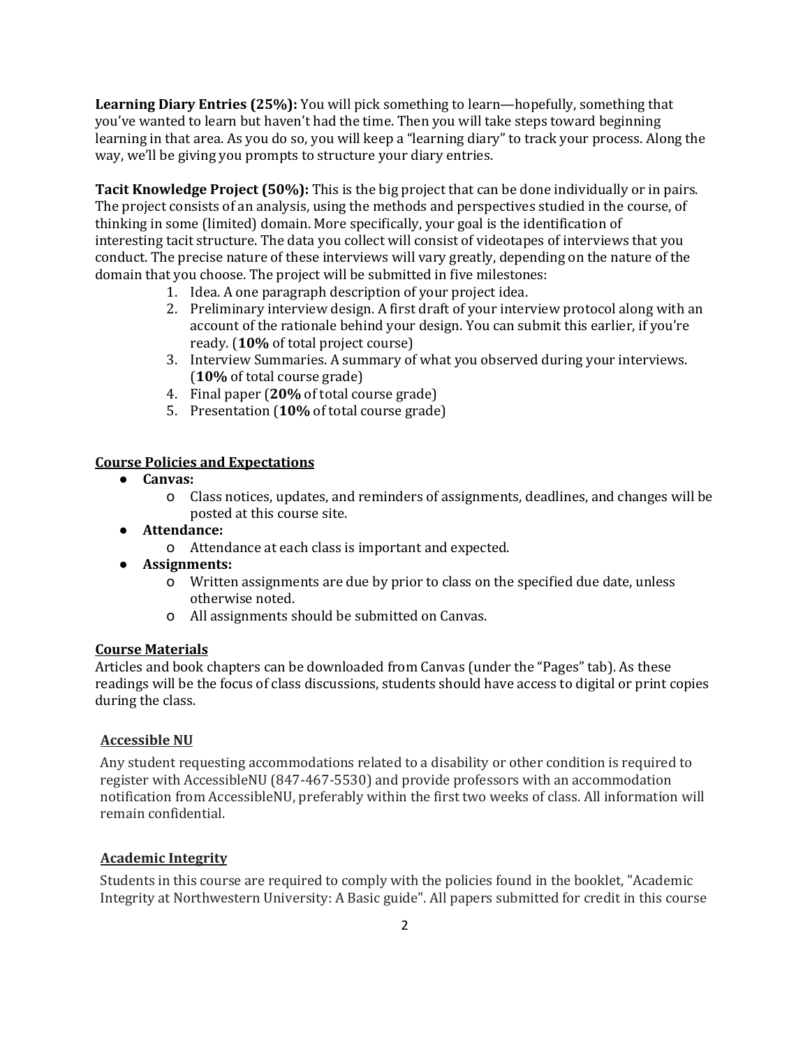**Learning Diary Entries (25%):** You will pick something to learn—hopefully, something that you've wanted to learn but haven't had the time. Then you will take steps toward beginning learning in that area. As you do so, you will keep a "learning diary" to track your process. Along the way, we'll be giving you prompts to structure your diary entries.

**Tacit Knowledge Project (50%):** This is the big project that can be done individually or in pairs. The project consists of an analysis, using the methods and perspectives studied in the course, of thinking in some (limited) domain. More specifically, your goal is the identification of interesting tacit structure. The data you collect will consist of videotapes of interviews that you conduct. The precise nature of these interviews will vary greatly, depending on the nature of the domain that you choose. The project will be submitted in five milestones:

1. Idea. A one paragraph description of your project idea.
2. Preliminary interview design. A first draft of your interview protocol along with an account of the rationale behind your design. You can submit this earlier, if you're ready. (**10%** of total project course)
3. Interview Summaries. A summary of what you observed during your interviews. (**10%** of total course grade)
4. Final paper (**20%** of total course grade)
5. Presentation (**10%** of total course grade)

## Course Policies and Expectations

- **Canvas:**
  - Class notices, updates, and reminders of assignments, deadlines, and changes will be posted at this course site.
- **Attendance:**
  - Attendance at each class is important and expected.
- **Assignments:**
  - Written assignments are due by prior to class on the specified due date, unless otherwise noted.
  - All assignments should be submitted on Canvas.

## Course Materials

Articles and book chapters can be downloaded from Canvas (under the "Pages" tab). As these readings will be the focus of class discussions, students should have access to digital or print copies during the class.

## Accessible NU

Any student requesting accommodations related to a disability or other condition is required to register with AccessibleNU (847-467-5530) and provide professors with an accommodation notification from AccessibleNU, preferably within the first two weeks of class. All information will remain confidential.

## Academic Integrity

Students in this course are required to comply with the policies found in the booklet, "Academic Integrity at Northwestern University: A Basic guide". All papers submitted for credit in this course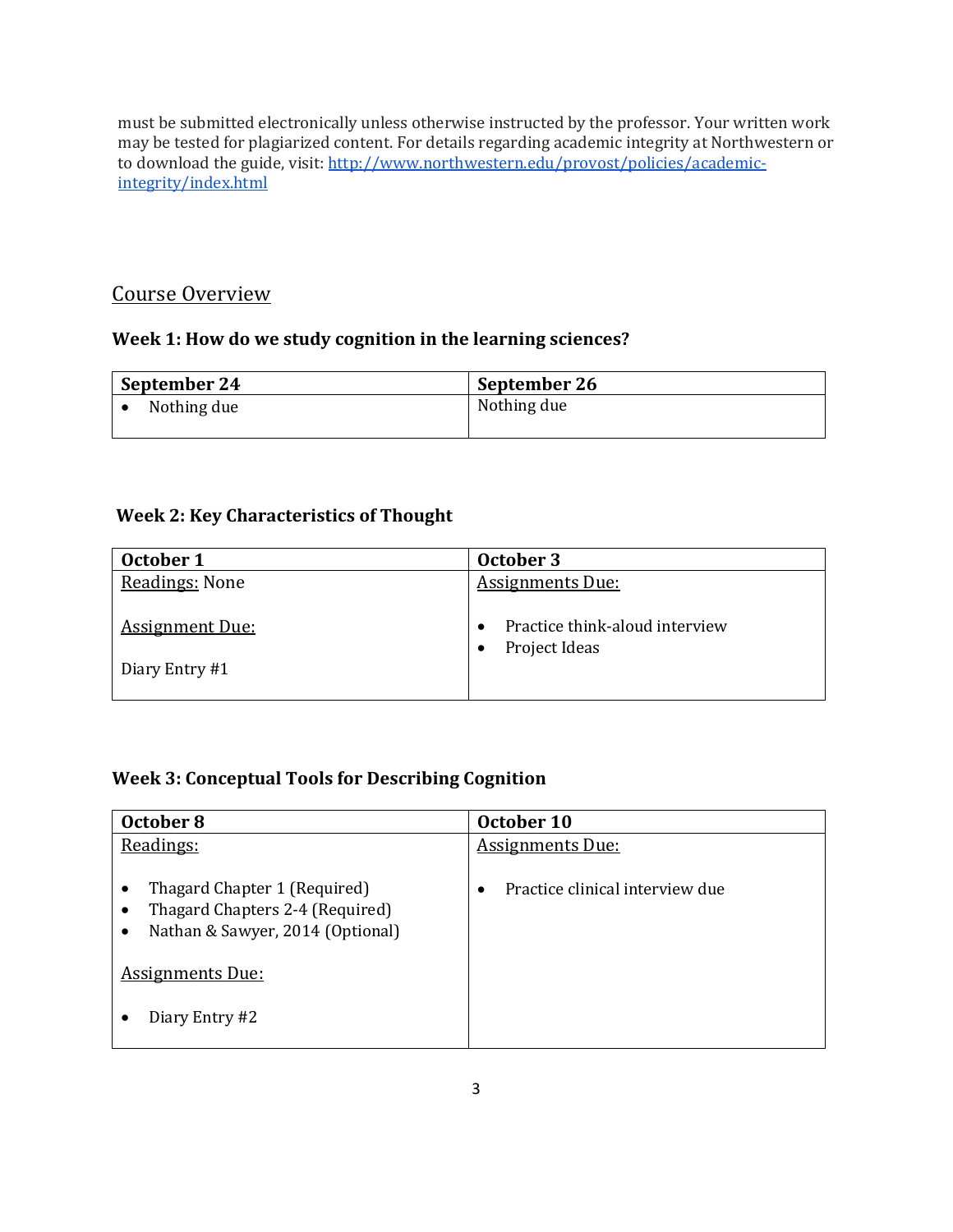must be submitted electronically unless otherwise instructed by the professor. Your written work may be tested for plagiarized content. For details regarding academic integrity at Northwestern or to download the guide, visit: [http://www.northwestern.edu/provost/policies/academic-integrity/index.html](http://www.northwestern.edu/provost/policies/academic-integrity/index.html)

## Course Overview

### Week 1: How do we study cognition in the learning sciences?

| September 24 | September 26 |
|---|---|
| • Nothing due | Nothing due |

### Week 2: Key Characteristics of Thought

| October 1 | October 3 |
|---|---|
| Readings: None<br><br>Assignment Due:<br><br>Diary Entry #1 | Assignments Due:<br><br>• Practice think-aloud interview<br>• Project Ideas |

### Week 3: Conceptual Tools for Describing Cognition

| October 8 | October 10 |
|---|---|
| Readings:<br><br>• Thagard Chapter 1 (Required)<br>• Thagard Chapters 2-4 (Required)<br>• Nathan & Sawyer, 2014 (Optional)<br><br>Assignments Due:<br><br>• Diary Entry #2 | Assignments Due:<br><br>• Practice clinical interview due |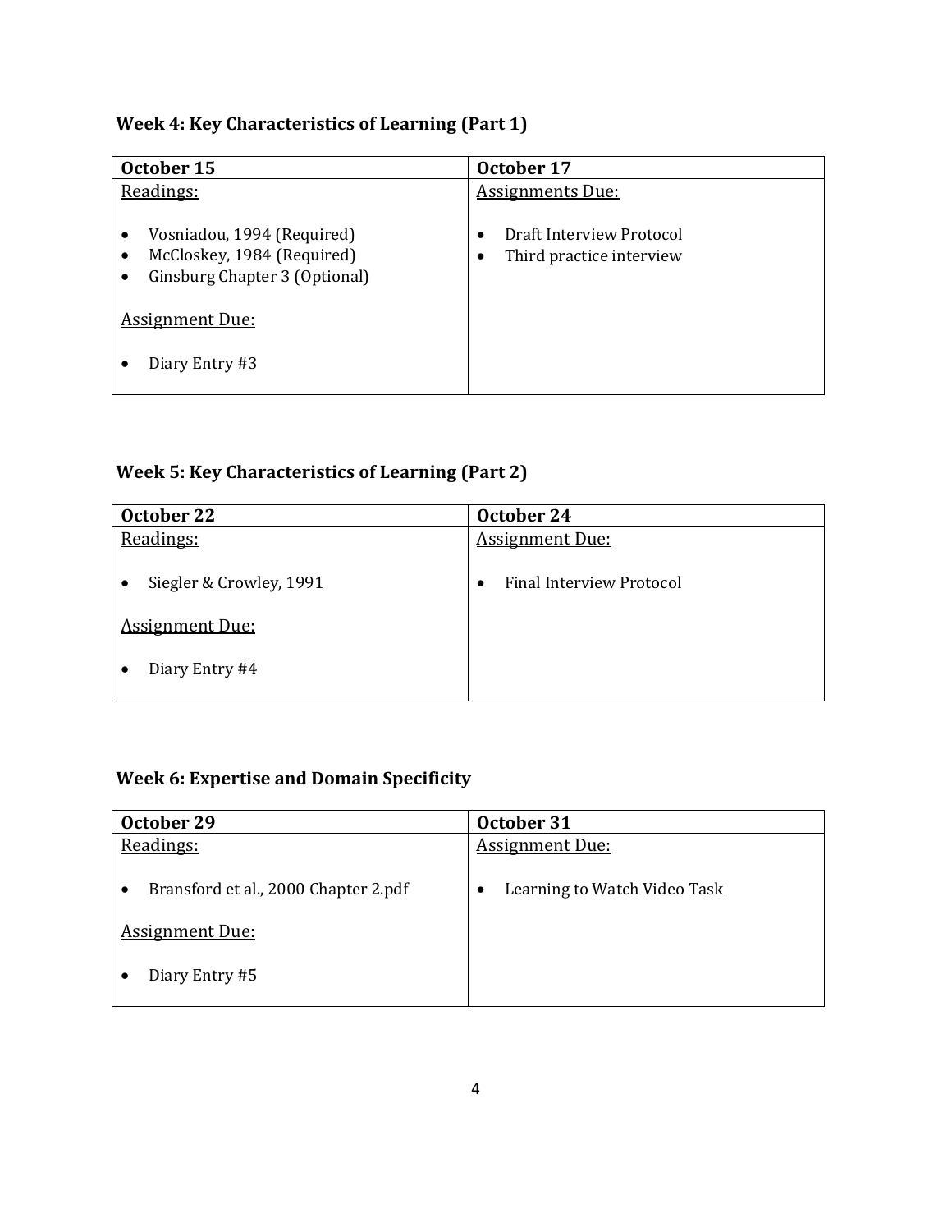### **Week 4: Key Characteristics of Learning (Part 1)**

| October 15 | October 17 |
|---|---|
| Readings:<br><br>• Vosniadou, 1994 (Required)<br>• McCloskey, 1984 (Required)<br>• Ginsburg Chapter 3 (Optional)<br><br>Assignment Due:<br><br>• Diary Entry #3 | Assignments Due:<br><br>• Draft Interview Protocol<br>• Third practice interview |

### **Week 5: Key Characteristics of Learning (Part 2)**

| October 22 | October 24 |
|---|---|
| Readings:<br><br>• Siegler & Crowley, 1991<br><br>Assignment Due:<br><br>• Diary Entry #4 | Assignment Due:<br><br>• Final Interview Protocol |

### **Week 6: Expertise and Domain Specificity**

| October 29 | October 31 |
|---|---|
| Readings:<br><br>• Bransford et al., 2000 Chapter 2.pdf<br><br>Assignment Due:<br><br>• Diary Entry #5 | Assignment Due:<br><br>• Learning to Watch Video Task |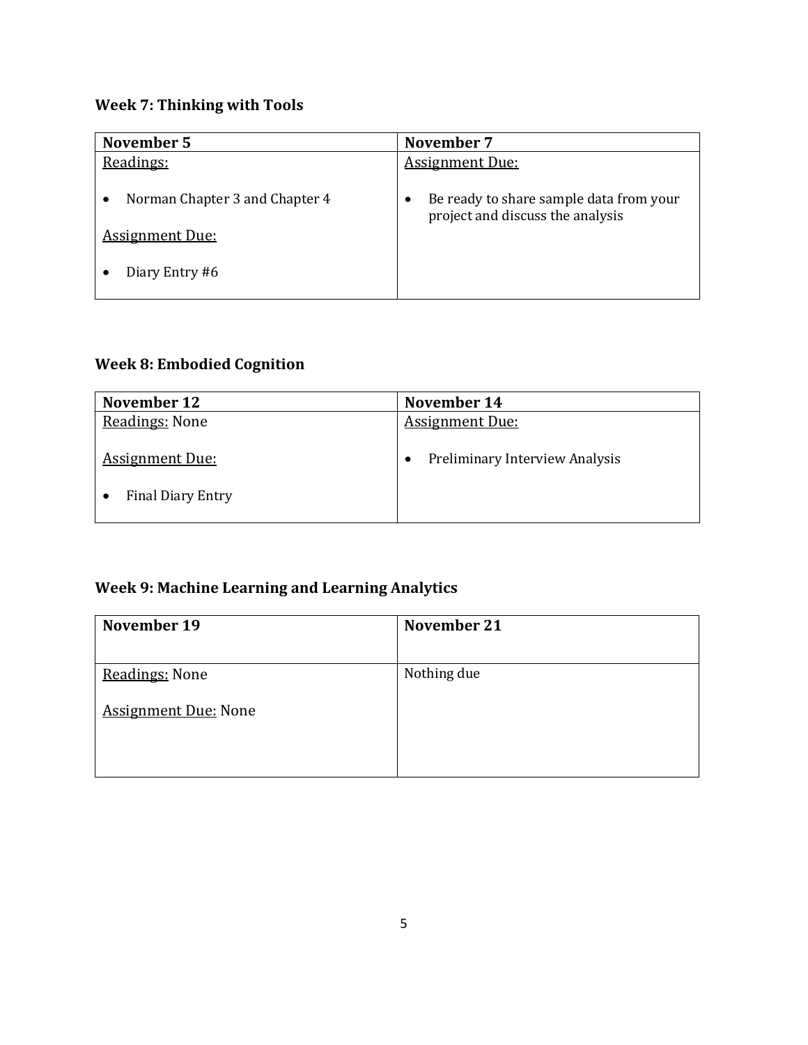### Week 7: Thinking with Tools

| November 5 | November 7 |
| --- | --- |
| Readings:<br><br>• Norman Chapter 3 and Chapter 4<br><br>Assignment Due:<br><br>• Diary Entry #6 | Assignment Due:<br><br>• Be ready to share sample data from your project and discuss the analysis |

### Week 8: Embodied Cognition

| November 12 | November 14 |
| --- | --- |
| Readings: None<br><br>Assignment Due:<br><br>• Final Diary Entry | Assignment Due:<br><br>• Preliminary Interview Analysis |

### Week 9: Machine Learning and Learning Analytics

| November 19 | November 21 |
| --- | --- |
| Readings: None<br><br>Assignment Due: None | Nothing due |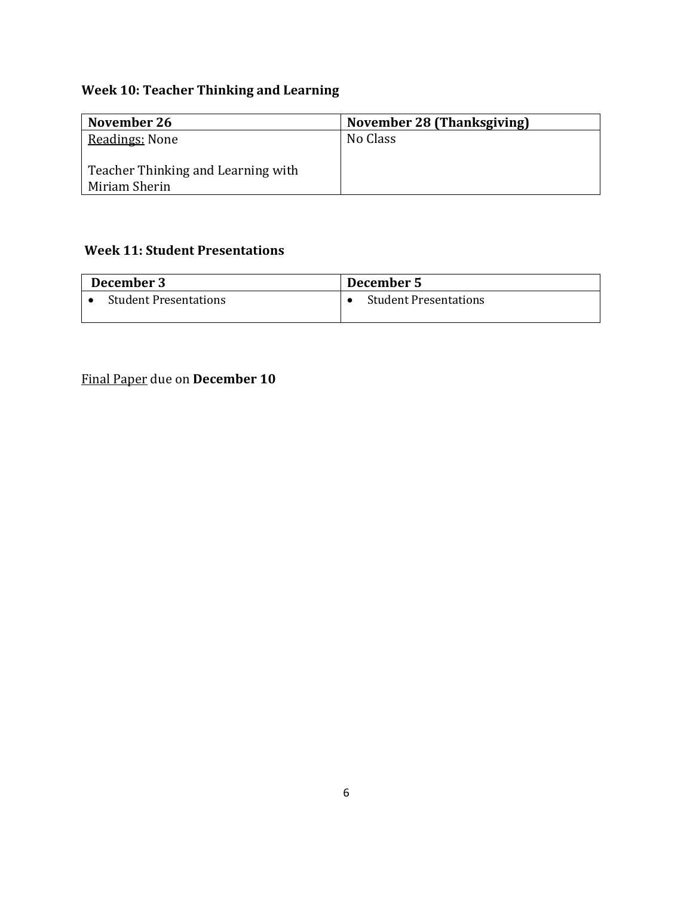**Week 10: Teacher Thinking and Learning**

| November 26 | November 28 (Thanksgiving) |
|---|---|
| Readings: None<br><br>Teacher Thinking and Learning with Miriam Sherin | No Class |

**Week 11: Student Presentations**

| December 3 | December 5 |
|---|---|
| • Student Presentations | • Student Presentations |

Final Paper due on **December 10**